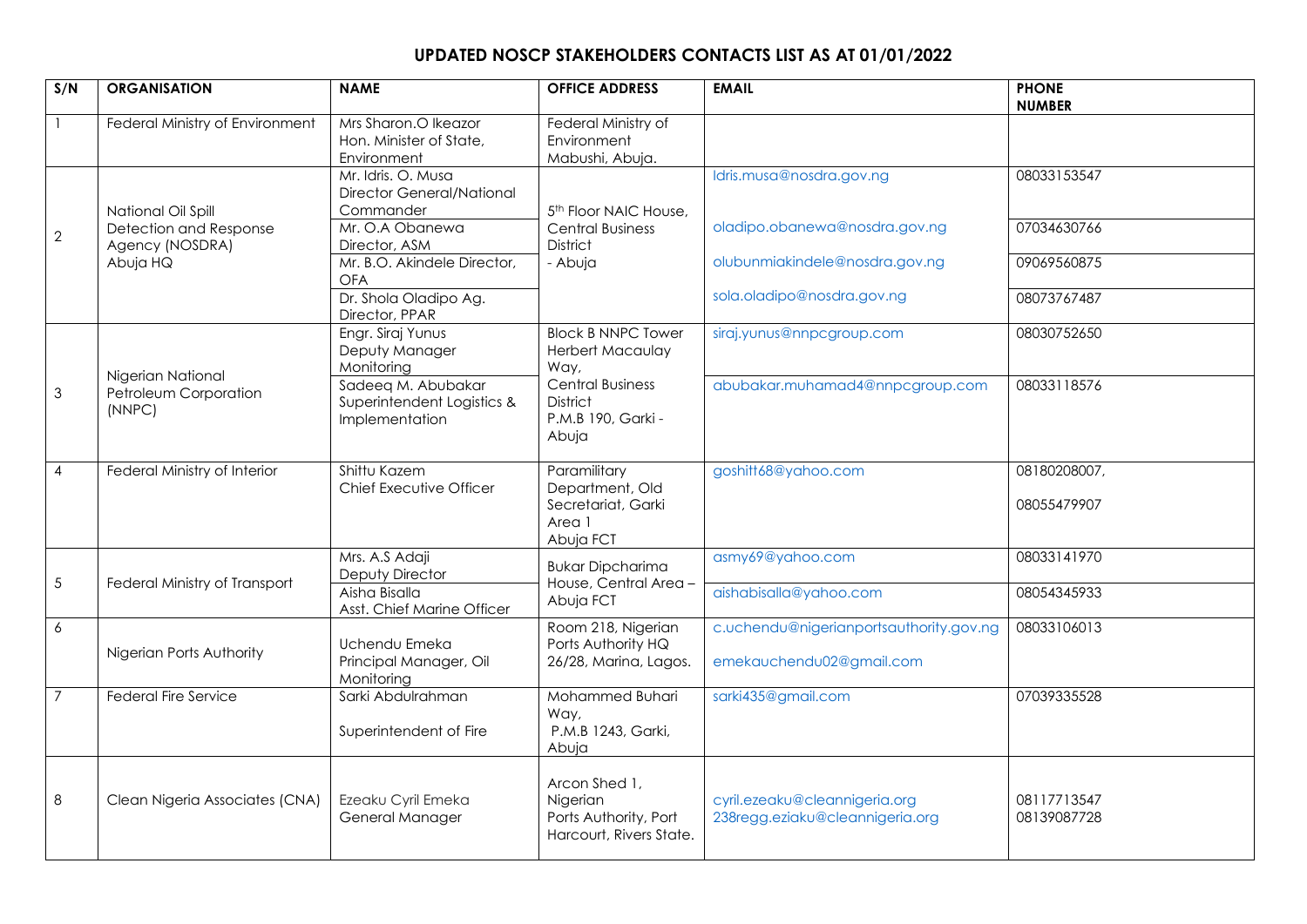# UPDATED NOSCP STAKEHOLDERS CONTACTS LIST AS AT 01/01/2022

| S/N | ORGANISATION | NAME | OFFICE ADDRESS | EMAIL | PHONE NUMBER |
|---|---|---|---|---|---|
| 1 | Federal Ministry of Environment | Mrs Sharon.O Ikeazor Hon. Minister of State, Environment | Federal Ministry of Environment Mabushi, Abuja. | | |
| 2 | National Oil Spill Detection and Response Agency (NOSDRA) Abuja HQ | Mr. Idris. O. Musa Director General/National Commander | 5th Floor NAIC House, Central Business District - Abuja | Idris.musa@nosdra.gov.ng | 08033153547 |
| | | Mr. O.A Obanewa Director, ASM | | oladipo.obanewa@nosdra.gov.ng | 07034630766 |
| | | Mr. B.O. Akindele Director, OFA | | olubunmiakindele@nosdra.gov.ng | 09069560875 |
| | | Dr. Shola Oladipo Ag. Director, PPAR | | sola.oladipo@nosdra.gov.ng | 08073767487 |
| 3 | Nigerian National Petroleum Corporation (NNPC) | Engr. Siraj Yunus Deputy Manager Monitoring | Block B NNPC Tower Herbert Macaulay Way, Central Business District P.M.B 190, Garki - Abuja | siraj.yunus@nnpcgroup.com | 08030752650 |
| | | Sadeeq M. Abubakar Superintendent Logistics & Implementation | | abubakar.muhamad4@nnpcgroup.com | 08033118576 |
| 4 | Federal Ministry of Interior | Shittu Kazem Chief Executive Officer | Paramilitary Department, Old Secretariat, Garki Area 1 Abuja FCT | goshitt68@yahoo.com | 08180208007, 08055479907 |
| 5 | Federal Ministry of Transport | Mrs. A.S Adaji Deputy Director | Bukar Dipcharima House, Central Area – Abuja FCT | asmy69@yahoo.com | 08033141970 |
| | | Aisha Bisalla Asst. Chief Marine Officer | | aishabisalla@yahoo.com | 08054345933 |
| 6 | Nigerian Ports Authority | Uchendu Emeka Principal Manager, Oil Monitoring | Room 218, Nigerian Ports Authority HQ 26/28, Marina, Lagos. | c.uchendu@nigerianportsauthority.gov.ng emekauchendu02@gmail.com | 08033106013 |
| 7 | Federal Fire Service | Sarki Abdulrahman Superintendent of Fire | Mohammed Buhari Way, P.M.B 1243, Garki, Abuja | sarki435@gmail.com | 07039335528 |
| 8 | Clean Nigeria Associates (CNA) | Ezeaku Cyril Emeka General Manager | Arcon Shed 1, Nigerian Ports Authority, Port Harcourt, Rivers State. | cyril.ezeaku@cleannigeria.org 238regg.eziaku@cleannigeria.org | 08117713547 08139087728 |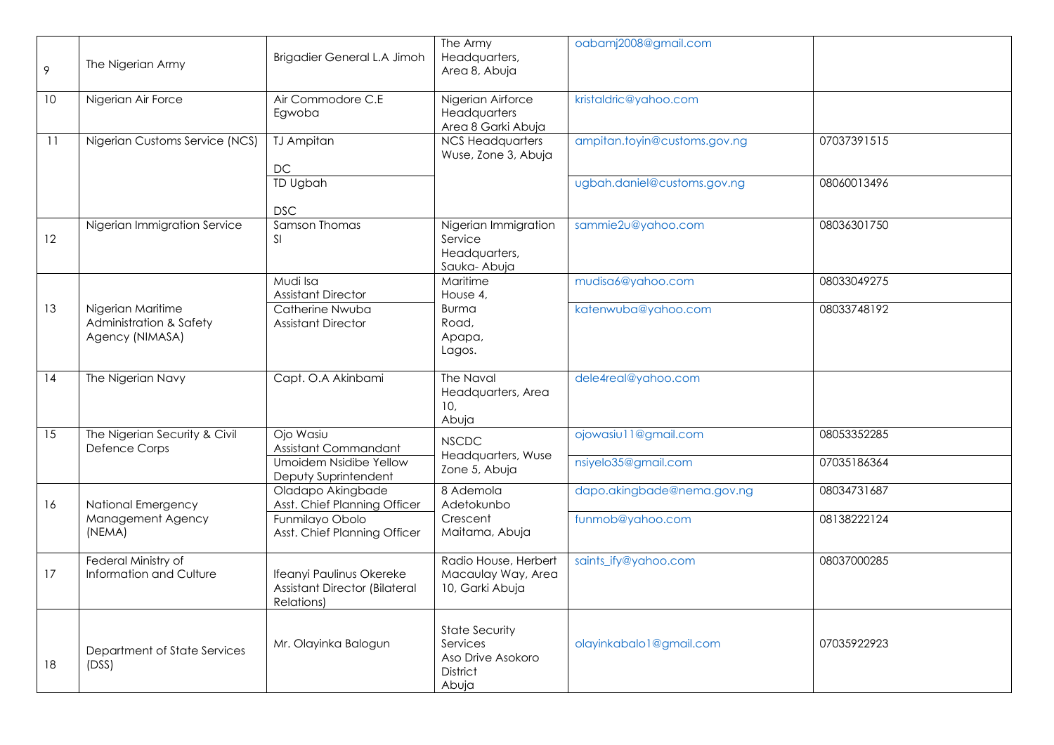| 9 | The Nigerian Army | Brigadier General L.A Jimoh | The Army Headquarters, Area 8, Abuja | oabamj2008@gmail.com | |
|---|---|---|---|---|---|
| 10 | Nigerian Air Force | Air Commodore C.E Egwoba | Nigerian Airforce Headquarters Area 8 Garki Abuja | kristaldric@yahoo.com | |
| 11 | Nigerian Customs Service (NCS) | TJ Ampitan DC | NCS Headquarters Wuse, Zone 3, Abuja | ampitan.toyin@customs.gov.ng | 07037391515 |
| | | TD Ugbah DSC | | ugbah.daniel@customs.gov.ng | 08060013496 |
| 12 | Nigerian Immigration Service | Samson Thomas SI | Nigerian Immigration Service Headquarters, Sauka- Abuja | sammie2u@yahoo.com | 08036301750 |
| 13 | Nigerian Maritime Administration & Safety Agency (NIMASA) | Mudi Isa Assistant Director | Maritime House 4, Burma Road, Apapa, Lagos. | mudisa6@yahoo.com | 08033049275 |
| | | Catherine Nwuba Assistant Director | | katenwuba@yahoo.com | 08033748192 |
| 14 | The Nigerian Navy | Capt. O.A Akinbami | The Naval Headquarters, Area 10, Abuja | dele4real@yahoo.com | |
| 15 | The Nigerian Security & Civil Defence Corps | Ojo Wasiu Assistant Commandant | NSCDC Headquarters, Wuse Zone 5, Abuja | ojowasiu11@gmail.com | 08053352285 |
| | | Umoidem Nsidibe Yellow Deputy Suprintendent | | nsiyelo35@gmail.com | 07035186364 |
| 16 | National Emergency Management Agency (NEMA) | Oladapo Akingbade Asst. Chief Planning Officer | 8 Ademola Adetokunbo Crescent Maitama, Abuja | dapo.akingbade@nema.gov.ng | 08034731687 |
| | | Funmilayo Obolo Asst. Chief Planning Officer | | funmob@yahoo.com | 08138222124 |
| 17 | Federal Ministry of Information and Culture | Ifeanyi Paulinus Okereke Assistant Director (Bilateral Relations) | Radio House, Herbert Macaulay Way, Area 10, Garki Abuja | saints_ify@yahoo.com | 08037000285 |
| 18 | Department of State Services (DSS) | Mr. Olayinka Balogun | State Security Services Aso Drive Asokoro District Abuja | olayinkabalo1@gmail.com | 07035922923 |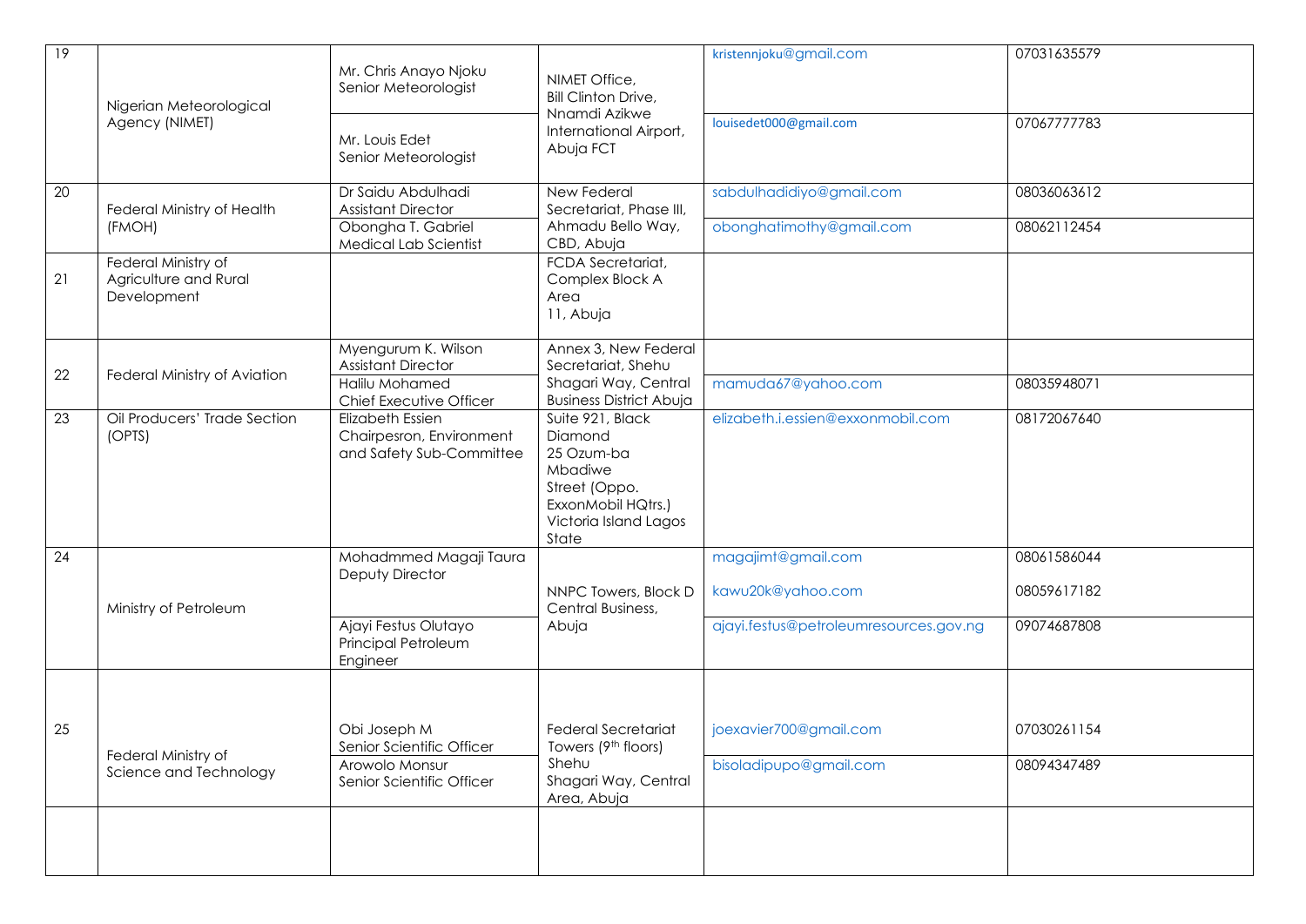| 19 | Nigerian Meteorological Agency (NIMET) | Mr. Chris Anayo Njoku<br>Senior Meteorologist | NIMET Office, Bill Clinton Drive, Nnamdi Azikwe International Airport, Abuja FCT | kristennjoku@gmail.com | 07031635579 |
|---|---|---|---|---|---|
| | | Mr. Louis Edet<br>Senior Meteorologist | | louisedet000@gmail.com | 07067777783 |
| 20 | Federal Ministry of Health (FMOH) | Dr Saidu Abdulhadi<br>Assistant Director | New Federal Secretariat, Phase III, Ahmadu Bello Way, CBD, Abuja | sabdulhadidiyo@gmail.com | 08036063612 |
| | | Obongha T. Gabriel<br>Medical Lab Scientist | | obonghatimothy@gmail.com | 08062112454 |
| 21 | Federal Ministry of Agriculture and Rural Development | | FCDA Secretariat, Complex Block A Area 11, Abuja | | |
| 22 | Federal Ministry of Aviation | Myengurum K. Wilson<br>Assistant Director | Annex 3, New Federal Secretariat, Shehu Shagari Way, Central Business District Abuja | | |
| | | Halilu Mohamed<br>Chief Executive Officer | | mamuda67@yahoo.com | 08035948071 |
| 23 | Oil Producers' Trade Section (OPTS) | Elizabeth Essien<br>Chairpesron, Environment and Safety Sub-Committee | Suite 921, Black Diamond 25 Ozum-ba Mbadiwe Street (Oppo. ExxonMobil HQtrs.) Victoria Island Lagos State | elizabeth.i.essien@exxonmobil.com | 08172067640 |
| 24 | Ministry of Petroleum | Mohadmmed Magaji Taura<br>Deputy Director | NNPC Towers, Block D Central Business, Abuja | magajimt@gmail.com<br>kawu20k@yahoo.com | 08061586044<br>08059617182 |
| | | Ajayi Festus Olutayo<br>Principal Petroleum Engineer | | ajayi.festus@petroleumresources.gov.ng | 09074687808 |
| 25 | Federal Ministry of Science and Technology | Obi Joseph M<br>Senior Scientific Officer | Federal Secretariat Towers (9th floors) Shehu Shagari Way, Central Area, Abuja | joexavier700@gmail.com | 07030261154 |
| | | Arowolo Monsur<br>Senior Scientific Officer | | bisoladipupo@gmail.com | 08094347489 |
| | | | | | |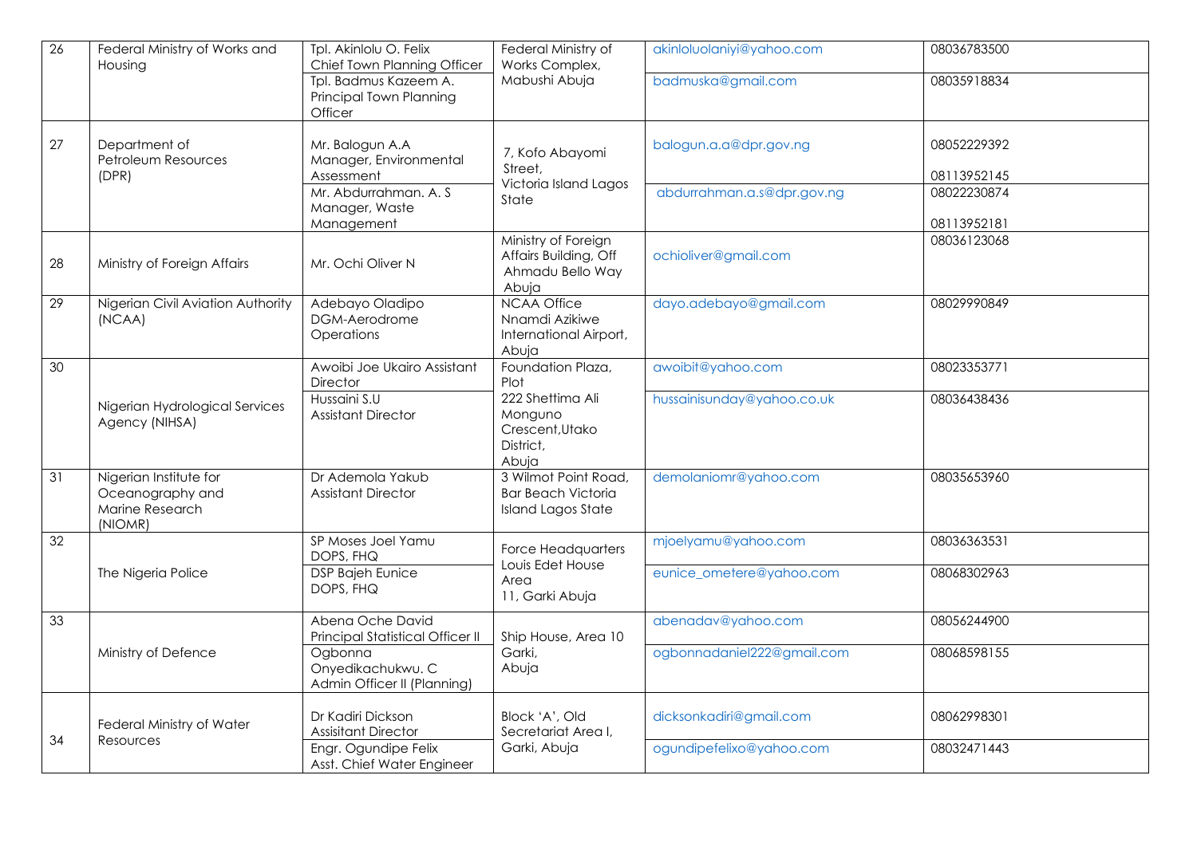| 26 | Federal Ministry of Works and Housing | Tpl. Akinlolu O. Felix Chief Town Planning Officer | Federal Ministry of Works Complex, Mabushi Abuja | akinloluolaniyi@yahoo.com | 08036783500 |
|---|---|---|---|---|---|
| | | Tpl. Badmus Kazeem A. Principal Town Planning Officer | | badmuska@gmail.com | 08035918834 |
| 27 | Department of Petroleum Resources (DPR) | Mr. Balogun A.A Manager, Environmental Assessment | 7, Kofo Abayomi Street, Victoria Island Lagos State | balogun.a.a@dpr.gov.ng | 08052229392 08113952145 |
| | | Mr. Abdurrahman. A. S Manager, Waste Management | | abdurrahman.a.s@dpr.gov.ng | 08022230874 08113952181 |
| 28 | Ministry of Foreign Affairs | Mr. Ochi Oliver N | Ministry of Foreign Affairs Building, Off Ahmadu Bello Way Abuja | ochioliver@gmail.com | 08036123068 |
| 29 | Nigerian Civil Aviation Authority (NCAA) | Adebayo Oladipo DGM-Aerodrome Operations | NCAA Office Nnamdi Azikiwe International Airport, Abuja | dayo.adebayo@gmail.com | 08029990849 |
| 30 | Nigerian Hydrological Services Agency (NIHSA) | Awoibi Joe Ukairo Assistant Director | Foundation Plaza, Plot 222 Shettima Ali Monguno Crescent,Utako District, Abuja | awoibit@yahoo.com | 08023353771 |
| | | Hussaini S.U Assistant Director | | hussainisunday@yahoo.co.uk | 08036438436 |
| 31 | Nigerian Institute for Oceanography and Marine Research (NIOMR) | Dr Ademola Yakub Assistant Director | 3 Wilmot Point Road, Bar Beach Victoria Island Lagos State | demolaniomr@yahoo.com | 08035653960 |
| 32 | The Nigeria Police | SP Moses Joel Yamu DOPS, FHQ | Force Headquarters Louis Edet House Area 11, Garki Abuja | mjoelyamu@yahoo.com | 08036363531 |
| | | DSP Bajeh Eunice DOPS, FHQ | | eunice_ometere@yahoo.com | 08068302963 |
| 33 | Ministry of Defence | Abena Oche David Principal Statistical Officer II | Ship House, Area 10 Garki, Abuja | abenadav@yahoo.com | 08056244900 |
| | | Ogbonna Onyedikachukwu. C Admin Officer II (Planning) | | ogbonnadaniel222@gmail.com | 08068598155 |
| 34 | Federal Ministry of Water Resources | Dr Kadiri Dickson Assisitant Director | Block 'A', Old Secretariat Area I, Garki, Abuja | dicksonkadiri@gmail.com | 08062998301 |
| | | Engr. Ogundipe Felix Asst. Chief Water Engineer | | ogundipefelixo@yahoo.com | 08032471443 |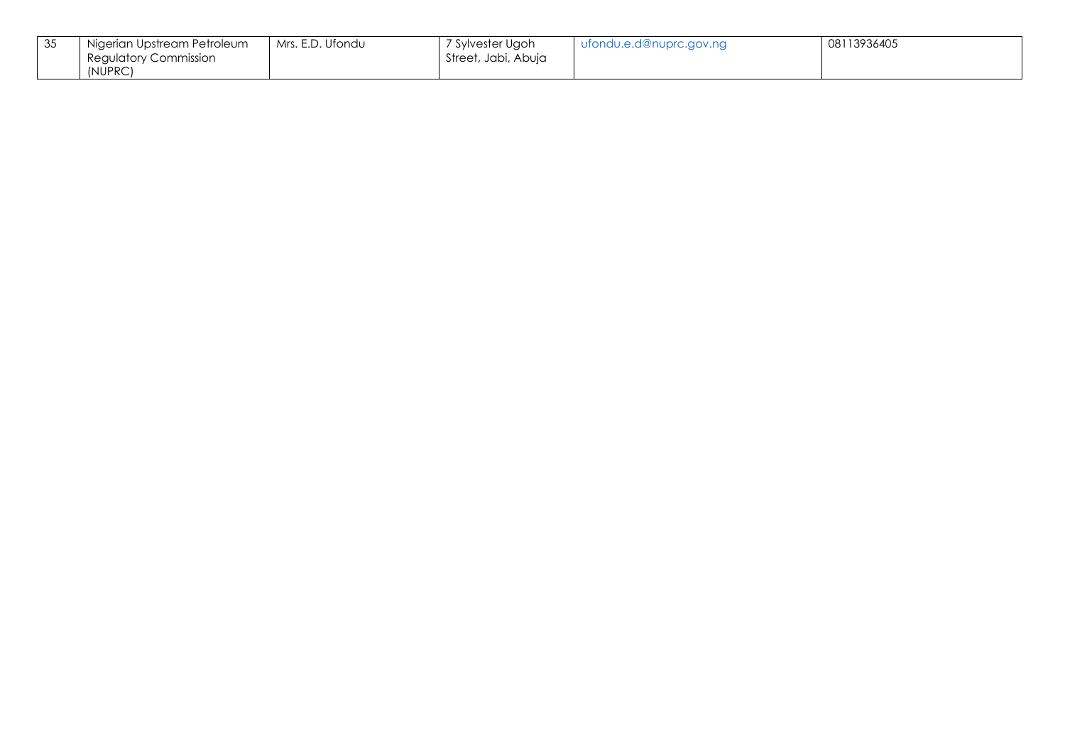| | | | | | |
|---|---|---|---|---|---|
| 35 | Nigerian Upstream Petroleum Regulatory Commission (NUPRC) | Mrs. E.D. Ufondu | 7 Sylvester Ugoh Street, Jabi, Abuja | ufondu.e.d@nuprc.gov.ng | 08113936405 |